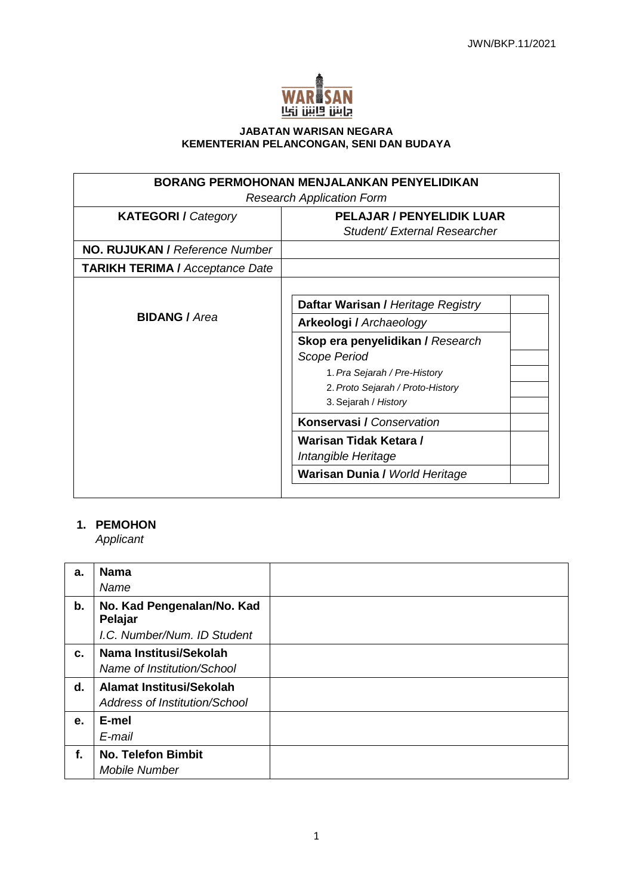JWN/BKP.11/2021

**JABATAN WARISAN NEGARA**
**KEMENTERIAN PELANCONGAN, SENI DAN BUDAYA**

| **BORANG PERMOHONAN MENJALANKAN PENYELIDIKAN** *Research Application Form* | |
|---|---|
| **KATEGORI /** *Category* | **PELAJAR / PENYELIDIK LUAR** *Student/ External Researcher* |
| **NO. RUJUKAN /** *Reference Number* | |
| **TARIKH TERIMA /** *Acceptance Date* | |
| **BIDANG /** *Area* | |

| Bidang / Area | |
|---|---|
| **Daftar Warisan /** *Heritage Registry* | |
| **Arkeologi /** *Archaeology* | |
| **Skop era penyelidikan /** *Research Scope Period* | |
| 1. *Pra Sejarah / Pre-History* | |
| 2. *Proto Sejarah / Proto-History* | |
| 3. Sejarah / *History* | |
| **Konservasi /** *Conservation* | |
| **Warisan Tidak Ketara /** *Intangible Heritage* | |
| **Warisan Dunia /** *World Heritage* | |

## 1. PEMOHON
*Applicant*

| | | |
|---|---|---|
| **a.** | **Nama** *Name* | |
| **b.** | **No. Kad Pengenalan/No. Kad Pelajar** *I.C. Number/Num. ID Student* | |
| **c.** | **Nama Institusi/Sekolah** *Name of Institution/School* | |
| **d.** | **Alamat Institusi/Sekolah** *Address of Institution/School* | |
| **e.** | **E-mel** *E-mail* | |
| **f.** | **No. Telefon Bimbit** *Mobile Number* | |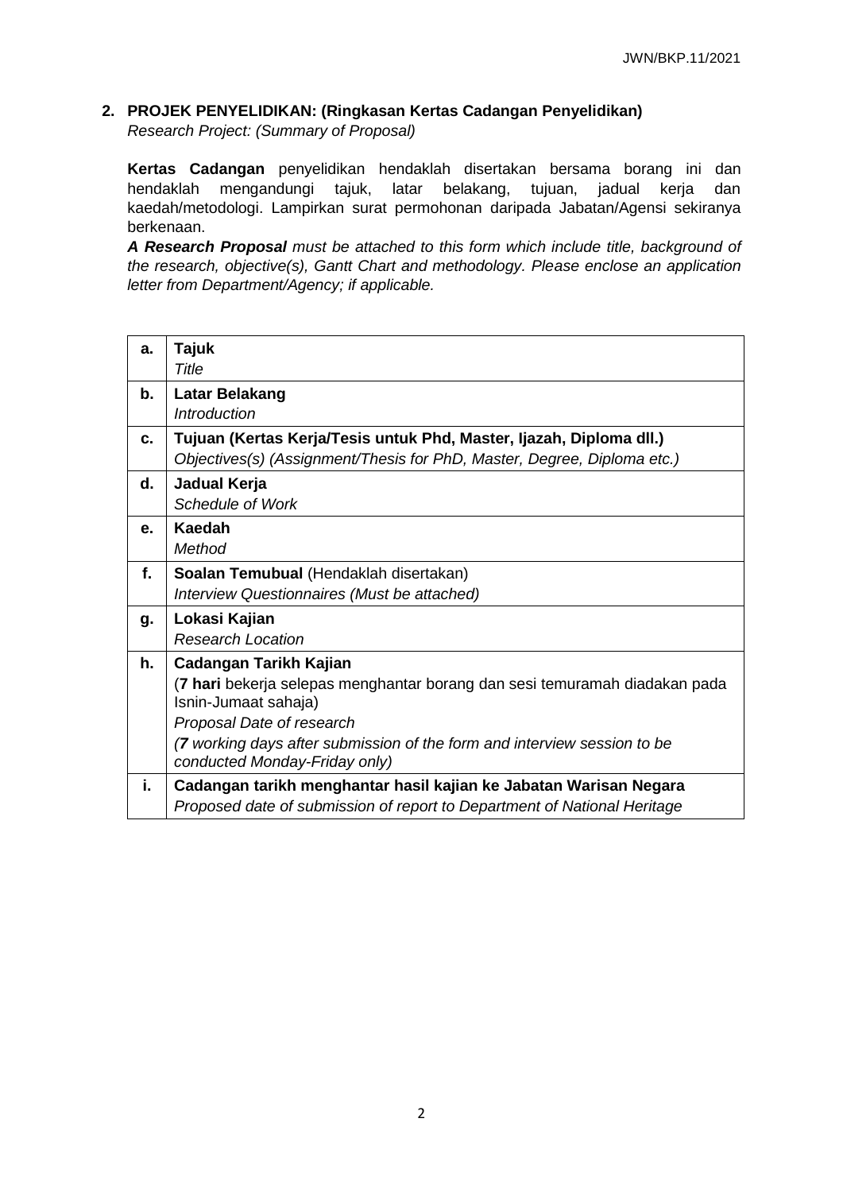## 2. PROJEK PENYELIDIKAN: (Ringkasan Kertas Cadangan Penyelidikan)

*Research Project: (Summary of Proposal)*

**Kertas Cadangan** penyelidikan hendaklah disertakan bersama borang ini dan hendaklah mengandungi tajuk, latar belakang, tujuan, jadual kerja dan kaedah/metodologi. Lampirkan surat permohonan daripada Jabatan/Agensi sekiranya berkenaan.

***A Research Proposal** must be attached to this form which include title, background of the research, objective(s), Gantt Chart and methodology. Please enclose an application letter from Department/Agency; if applicable.*

| | |
|---|---|
| **a.** | **Tajuk**<br>*Title* |
| **b.** | **Latar Belakang**<br>*Introduction* |
| **c.** | **Tujuan (Kertas Kerja/Tesis untuk Phd, Master, Ijazah, Diploma dll.)**<br>*Objectives(s) (Assignment/Thesis for PhD, Master, Degree, Diploma etc.)* |
| **d.** | **Jadual Kerja**<br>*Schedule of Work* |
| **e.** | **Kaedah**<br>*Method* |
| **f.** | **Soalan Temubual** (Hendaklah disertakan)<br>*Interview Questionnaires (Must be attached)* |
| **g.** | **Lokasi Kajian**<br>*Research Location* |
| **h.** | **Cadangan Tarikh Kajian**<br>(**7 hari** bekerja selepas menghantar borang dan sesi temuramah diadakan pada Isnin-Jumaat sahaja)<br>*Proposal Date of research*<br>*(**7** working days after submission of the form and interview session to be conducted Monday-Friday only)* |
| **i.** | **Cadangan tarikh menghantar hasil kajian ke Jabatan Warisan Negara**<br>*Proposed date of submission of report to Department of National Heritage* |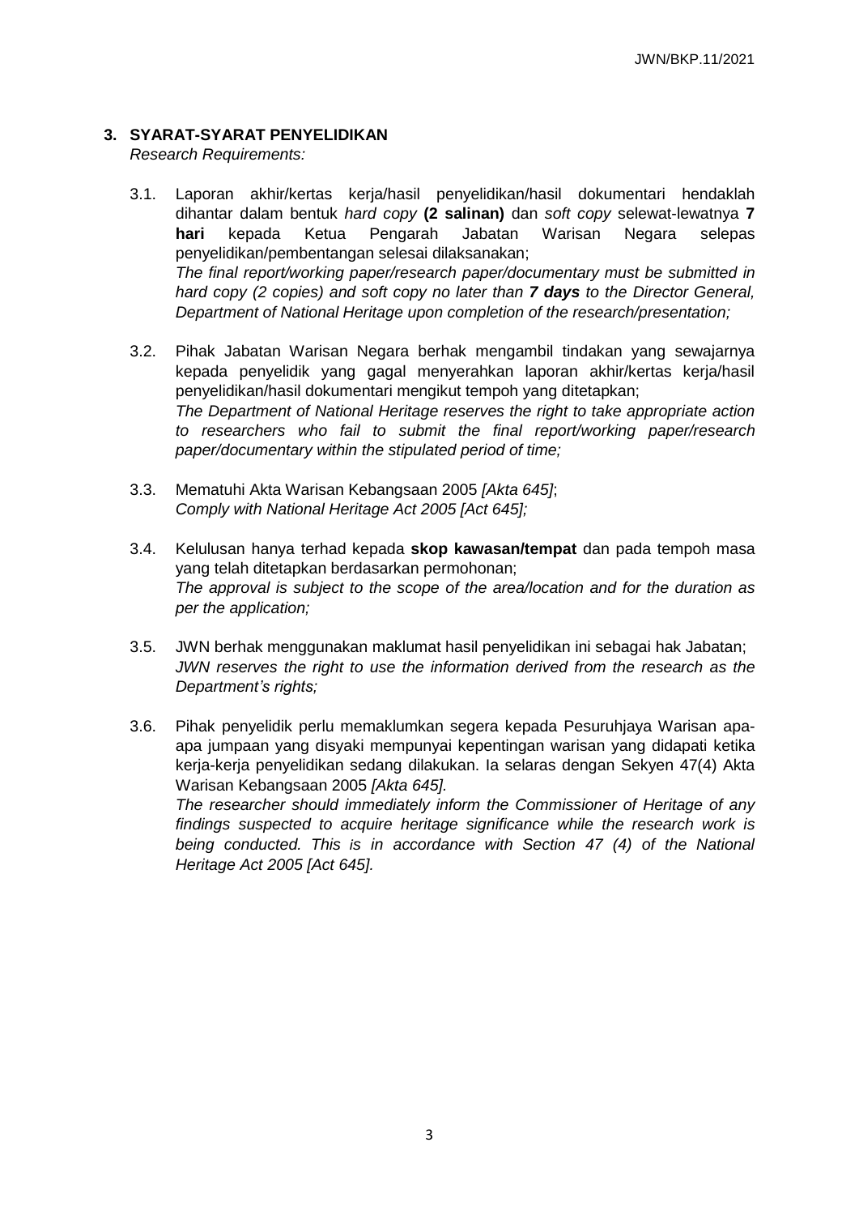### 3. SYARAT-SYARAT PENYELIDIKAN

*Research Requirements:*

3.1. Laporan akhir/kertas kerja/hasil penyelidikan/hasil dokumentari hendaklah dihantar dalam bentuk *hard copy* **(2 salinan)** dan *soft copy* selewat-lewatnya **7 hari** kepada Ketua Pengarah Jabatan Warisan Negara selepas penyelidikan/pembentangan selesai dilaksanakan;
*The final report/working paper/research paper/documentary must be submitted in hard copy (2 copies) and soft copy no later than **7 days** to the Director General, Department of National Heritage upon completion of the research/presentation;*

3.2. Pihak Jabatan Warisan Negara berhak mengambil tindakan yang sewajarnya kepada penyelidik yang gagal menyerahkan laporan akhir/kertas kerja/hasil penyelidikan/hasil dokumentari mengikut tempoh yang ditetapkan;
*The Department of National Heritage reserves the right to take appropriate action to researchers who fail to submit the final report/working paper/research paper/documentary within the stipulated period of time;*

3.3. Mematuhi Akta Warisan Kebangsaan 2005 *[Akta 645]*;
*Comply with National Heritage Act 2005 [Act 645];*

3.4. Kelulusan hanya terhad kepada **skop kawasan/tempat** dan pada tempoh masa yang telah ditetapkan berdasarkan permohonan;
*The approval is subject to the scope of the area/location and for the duration as per the application;*

3.5. JWN berhak menggunakan maklumat hasil penyelidikan ini sebagai hak Jabatan;
*JWN reserves the right to use the information derived from the research as the Department's rights;*

3.6. Pihak penyelidik perlu memaklumkan segera kepada Pesuruhjaya Warisan apa-apa jumpaan yang disyaki mempunyai kepentingan warisan yang didapati ketika kerja-kerja penyelidikan sedang dilakukan. Ia selaras dengan Sekyen 47(4) Akta Warisan Kebangsaan 2005 *[Akta 645].*
*The researcher should immediately inform the Commissioner of Heritage of any findings suspected to acquire heritage significance while the research work is being conducted. This is in accordance with Section 47 (4) of the National Heritage Act 2005 [Act 645].*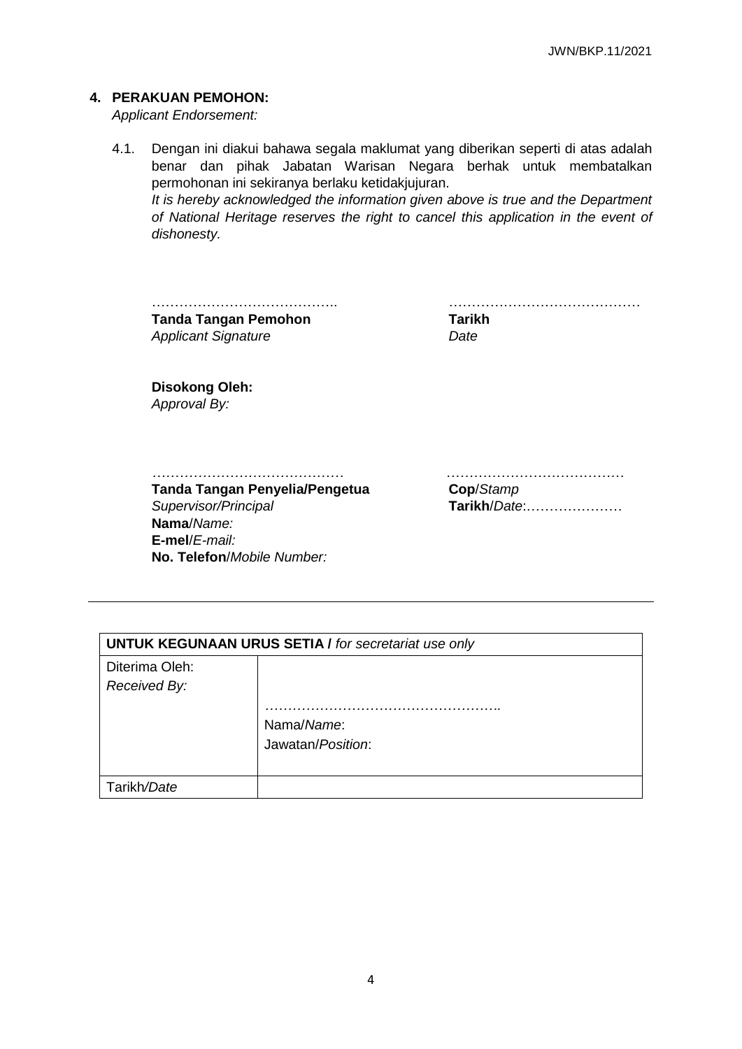## 4. PERAKUAN PEMOHON:

*Applicant Endorsement:*

4.1. Dengan ini diakui bahawa segala maklumat yang diberikan seperti di atas adalah benar dan pihak Jabatan Warisan Negara berhak untuk membatalkan permohonan ini sekiranya berlaku ketidakjujuran.
*It is hereby acknowledged the information given above is true and the Department of National Heritage reserves the right to cancel this application in the event of dishonesty.*

…………………………………..
**Tanda Tangan Pemohon**
*Applicant Signature*

……………………………………
**Tarikh**
*Date*

**Disokong Oleh:**
*Approval By:*

……………………………………
**Tanda Tangan Penyelia/Pengetua**
*Supervisor/Principal*
**Nama**/*Name:*
**E-mel**/*E-mail:*
**No. Telefon**/*Mobile Number:*

…………………………………
**Cop**/*Stamp*
**Tarikh**/*Date*:…………………

---

| **UNTUK KEGUNAAN URUS SETIA /** *for secretariat use only* | |
|---|---|
| Diterima Oleh:<br>*Received By:* | …………………………………………..<br>Nama/*Name*:<br>Jawatan/*Position*: |
| Tarikh/*Date* | |